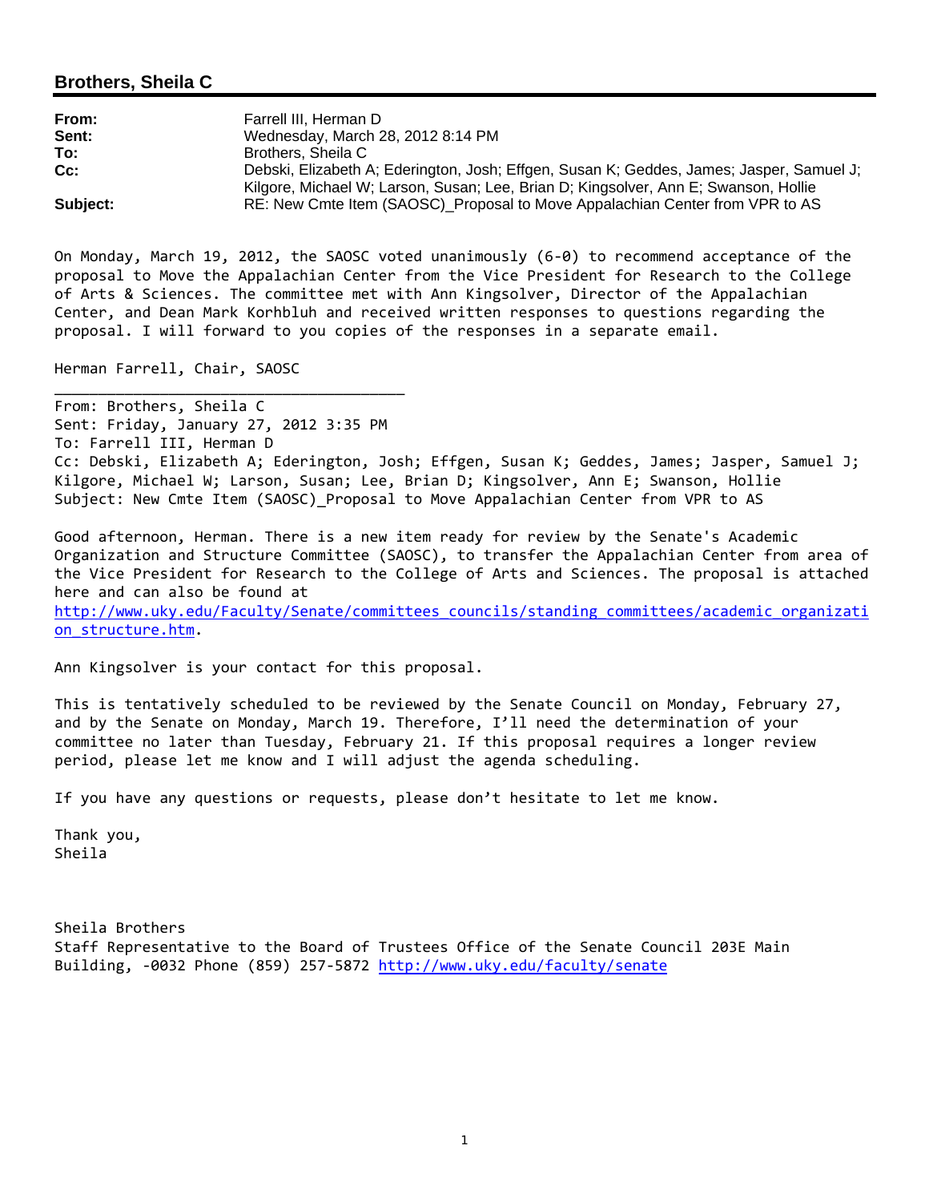## Brothers, Sheila C

**From:** Farrell III, Herman D
**Sent:** Wednesday, March 28, 2012 8:14 PM
**To:** Brothers, Sheila C
**Cc:** Debski, Elizabeth A; Ederington, Josh; Effgen, Susan K; Geddes, James; Jasper, Samuel J; Kilgore, Michael W; Larson, Susan; Lee, Brian D; Kingsolver, Ann E; Swanson, Hollie
**Subject:** RE: New Cmte Item (SAOSC)_Proposal to Move Appalachian Center from VPR to AS

On Monday, March 19, 2012, the SAOSC voted unanimously (6-0) to recommend acceptance of the proposal to Move the Appalachian Center from the Vice President for Research to the College of Arts & Sciences. The committee met with Ann Kingsolver, Director of the Appalachian Center, and Dean Mark Korhbluh and received written responses to questions regarding the proposal. I will forward to you copies of the responses in a separate email.

Herman Farrell, Chair, SAOSC

---

From: Brothers, Sheila C
Sent: Friday, January 27, 2012 3:35 PM
To: Farrell III, Herman D
Cc: Debski, Elizabeth A; Ederington, Josh; Effgen, Susan K; Geddes, James; Jasper, Samuel J; Kilgore, Michael W; Larson, Susan; Lee, Brian D; Kingsolver, Ann E; Swanson, Hollie
Subject: New Cmte Item (SAOSC)_Proposal to Move Appalachian Center from VPR to AS

Good afternoon, Herman. There is a new item ready for review by the Senate's Academic Organization and Structure Committee (SAOSC), to transfer the Appalachian Center from area of the Vice President for Research to the College of Arts and Sciences. The proposal is attached here and can also be found at
http://www.uky.edu/Faculty/Senate/committees_councils/standing_committees/academic_organization_structure.htm.

Ann Kingsolver is your contact for this proposal.

This is tentatively scheduled to be reviewed by the Senate Council on Monday, February 27, and by the Senate on Monday, March 19. Therefore, I'll need the determination of your committee no later than Tuesday, February 21. If this proposal requires a longer review period, please let me know and I will adjust the agenda scheduling.

If you have any questions or requests, please don't hesitate to let me know.

Thank you,
Sheila

Sheila Brothers
Staff Representative to the Board of Trustees Office of the Senate Council 203E Main Building, -0032 Phone (859) 257-5872 http://www.uky.edu/faculty/senate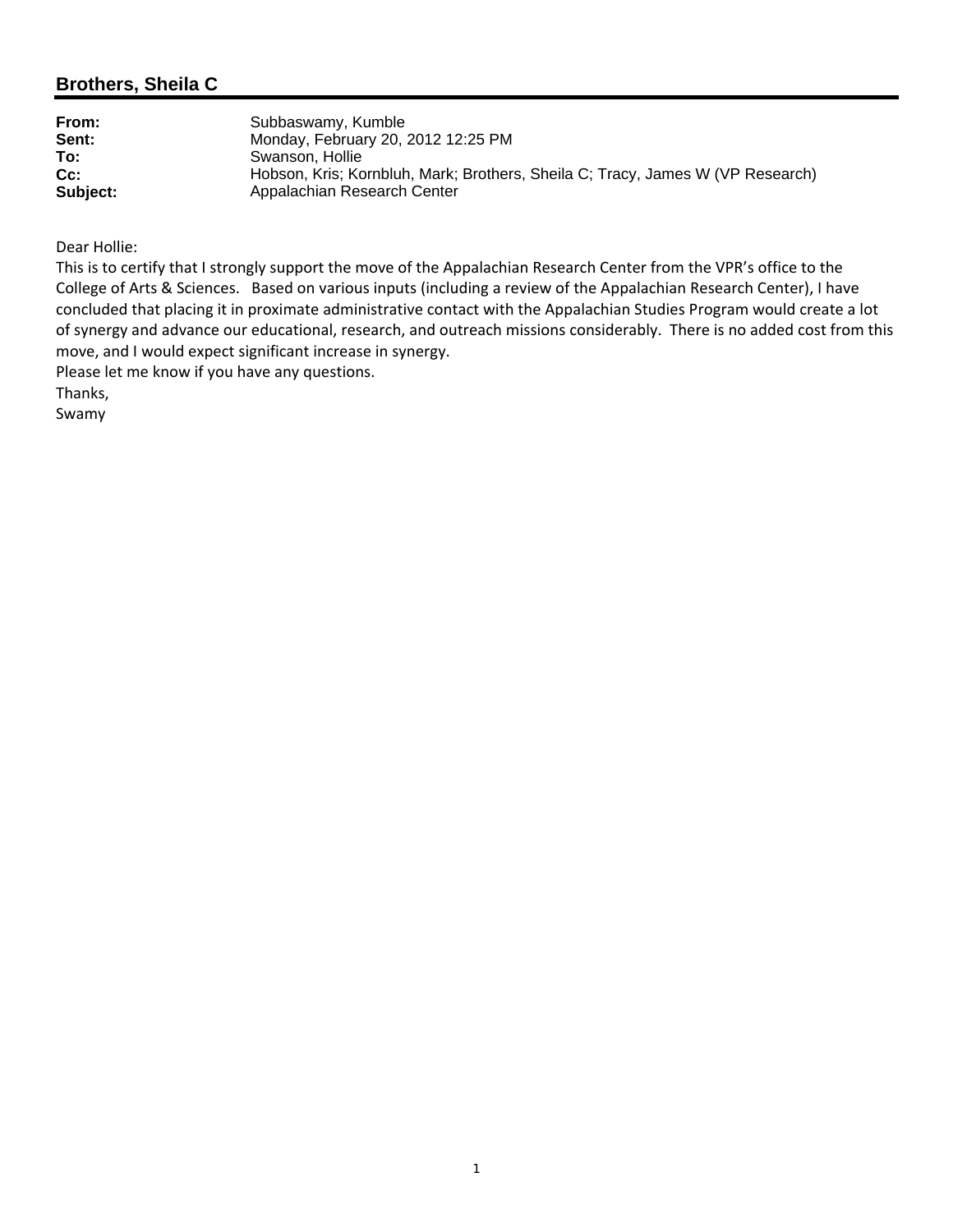## Brothers, Sheila C

| | |
|---|---|
| **From:** | Subbaswamy, Kumble |
| **Sent:** | Monday, February 20, 2012 12:25 PM |
| **To:** | Swanson, Hollie |
| **Cc:** | Hobson, Kris; Kornbluh, Mark; Brothers, Sheila C; Tracy, James W (VP Research) |
| **Subject:** | Appalachian Research Center |

Dear Hollie:

This is to certify that I strongly support the move of the Appalachian Research Center from the VPR's office to the College of Arts & Sciences. Based on various inputs (including a review of the Appalachian Research Center), I have concluded that placing it in proximate administrative contact with the Appalachian Studies Program would create a lot of synergy and advance our educational, research, and outreach missions considerably. There is no added cost from this move, and I would expect significant increase in synergy.

Please let me know if you have any questions.

Thanks,

Swamy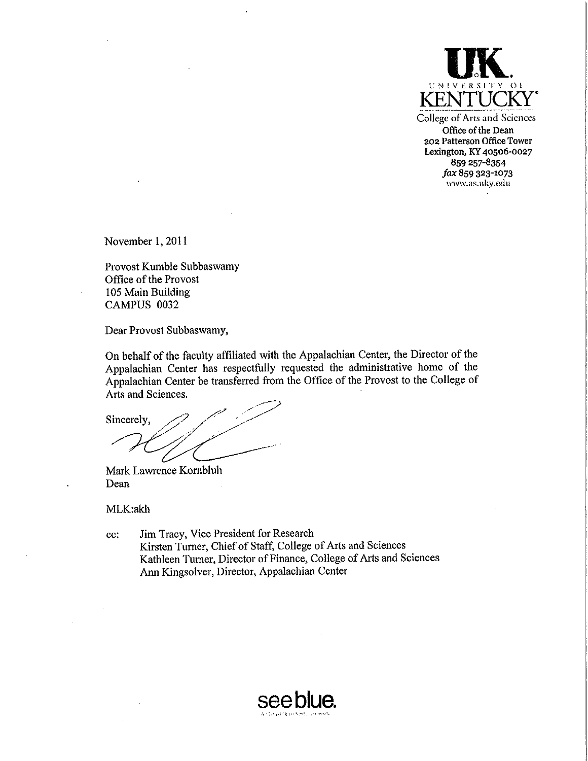University of Kentucky
College of Arts and Sciences
Office of the Dean
202 Patterson Office Tower
Lexington, KY 40506-0027
859 257-8354
*fax* 859 323-1073
www.as.uky.edu

November 1, 2011

Provost Kumble Subbaswamy
Office of the Provost
105 Main Building
CAMPUS 0032

Dear Provost Subbaswamy,

On behalf of the faculty affiliated with the Appalachian Center, the Director of the Appalachian Center has respectfully requested the administrative home of the Appalachian Center be transferred from the Office of the Provost to the College of Arts and Sciences.

Sincerely,

Mark Lawrence Kornbluh
Dean

MLK:akh

cc: Jim Tracy, Vice President for Research
Kirsten Turner, Chief of Staff, College of Arts and Sciences
Kathleen Turner, Director of Finance, College of Arts and Sciences
Ann Kingsolver, Director, Appalachian Center

see blue.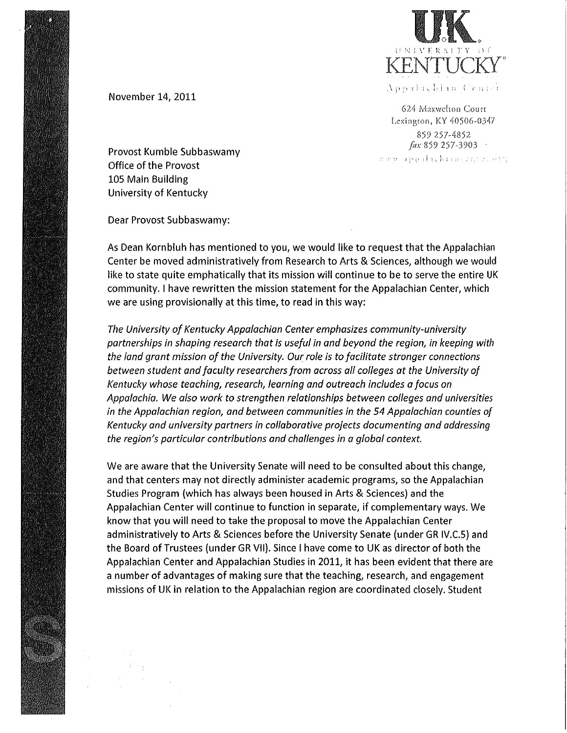UK
UNIVERSITY OF
KENTUCKY

Appalachian Center

624 Maxwelton Court
Lexington, KY 40506-0347
859 257-4852
fax 859 257-3903
www.appalachiancenter.org

November 14, 2011

Provost Kumble Subbaswamy
Office of the Provost
105 Main Building
University of Kentucky

Dear Provost Subbaswamy:

As Dean Kornbluh has mentioned to you, we would like to request that the Appalachian Center be moved administratively from Research to Arts & Sciences, although we would like to state quite emphatically that its mission will continue to be to serve the entire UK community. I have rewritten the mission statement for the Appalachian Center, which we are using provisionally at this time, to read in this way:

*The University of Kentucky Appalachian Center emphasizes community-university partnerships in shaping research that is useful in and beyond the region, in keeping with the land grant mission of the University. Our role is to facilitate stronger connections between student and faculty researchers from across all colleges at the University of Kentucky whose teaching, research, learning and outreach includes a focus on Appalachia. We also work to strengthen relationships between colleges and universities in the Appalachian region, and between communities in the 54 Appalachian counties of Kentucky and university partners in collaborative projects documenting and addressing the region's particular contributions and challenges in a global context.*

We are aware that the University Senate will need to be consulted about this change, and that centers may not directly administer academic programs, so the Appalachian Studies Program (which has always been housed in Arts & Sciences) and the Appalachian Center will continue to function in separate, if complementary ways. We know that you will need to take the proposal to move the Appalachian Center administratively to Arts & Sciences before the University Senate (under GR IV.C.5) and the Board of Trustees (under GR VII). Since I have come to UK as director of both the Appalachian Center and Appalachian Studies in 2011, it has been evident that there are a number of advantages of making sure that the teaching, research, and engagement missions of UK in relation to the Appalachian region are coordinated closely. Student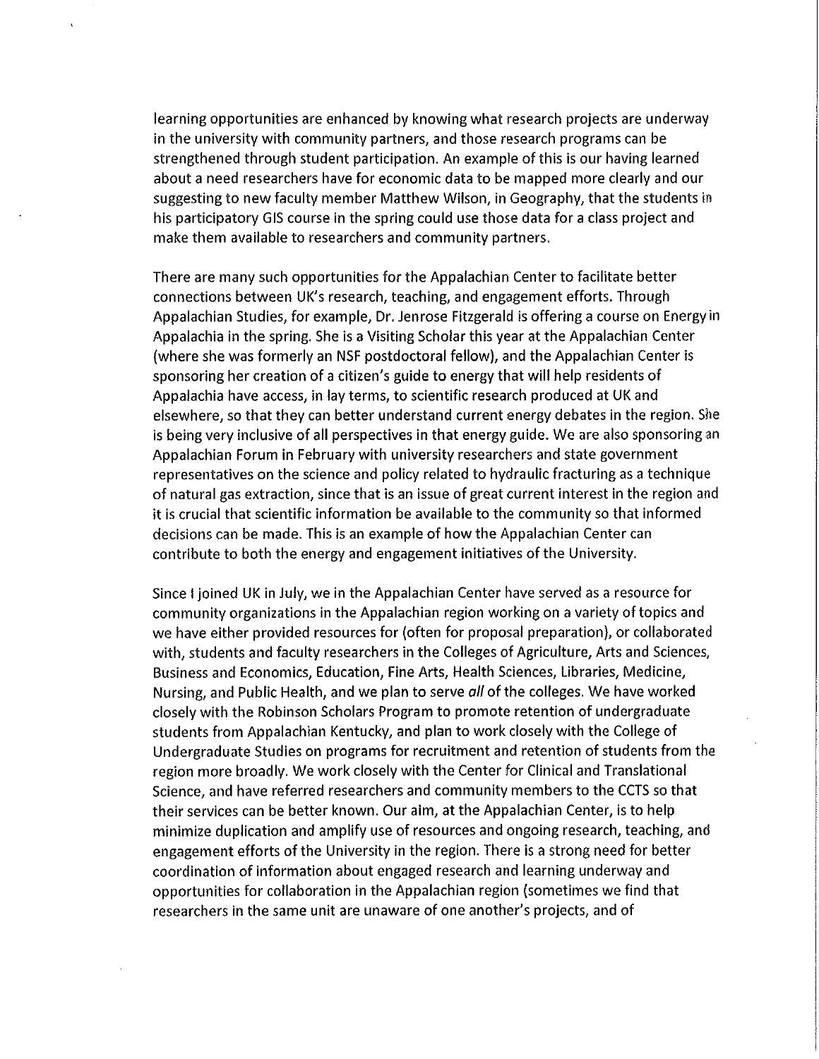learning opportunities are enhanced by knowing what research projects are underway in the university with community partners, and those research programs can be strengthened through student participation. An example of this is our having learned about a need researchers have for economic data to be mapped more clearly and our suggesting to new faculty member Matthew Wilson, in Geography, that the students in his participatory GIS course in the spring could use those data for a class project and make them available to researchers and community partners.

There are many such opportunities for the Appalachian Center to facilitate better connections between UK's research, teaching, and engagement efforts. Through Appalachian Studies, for example, Dr. Jenrose Fitzgerald is offering a course on Energy in Appalachia in the spring. She is a Visiting Scholar this year at the Appalachian Center (where she was formerly an NSF postdoctoral fellow), and the Appalachian Center is sponsoring her creation of a citizen's guide to energy that will help residents of Appalachia have access, in lay terms, to scientific research produced at UK and elsewhere, so that they can better understand current energy debates in the region. She is being very inclusive of all perspectives in that energy guide. We are also sponsoring an Appalachian Forum in February with university researchers and state government representatives on the science and policy related to hydraulic fracturing as a technique of natural gas extraction, since that is an issue of great current interest in the region and it is crucial that scientific information be available to the community so that informed decisions can be made. This is an example of how the Appalachian Center can contribute to both the energy and engagement initiatives of the University.

Since I joined UK in July, we in the Appalachian Center have served as a resource for community organizations in the Appalachian region working on a variety of topics and we have either provided resources for (often for proposal preparation), or collaborated with, students and faculty researchers in the Colleges of Agriculture, Arts and Sciences, Business and Economics, Education, Fine Arts, Health Sciences, Libraries, Medicine, Nursing, and Public Health, and we plan to serve *all* of the colleges. We have worked closely with the Robinson Scholars Program to promote retention of undergraduate students from Appalachian Kentucky, and plan to work closely with the College of Undergraduate Studies on programs for recruitment and retention of students from the region more broadly. We work closely with the Center for Clinical and Translational Science, and have referred researchers and community members to the CCTS so that their services can be better known. Our aim, at the Appalachian Center, is to help minimize duplication and amplify use of resources and ongoing research, teaching, and engagement efforts of the University in the region. There is a strong need for better coordination of information about engaged research and learning underway and opportunities for collaboration in the Appalachian region (sometimes we find that researchers in the same unit are unaware of one another's projects, and of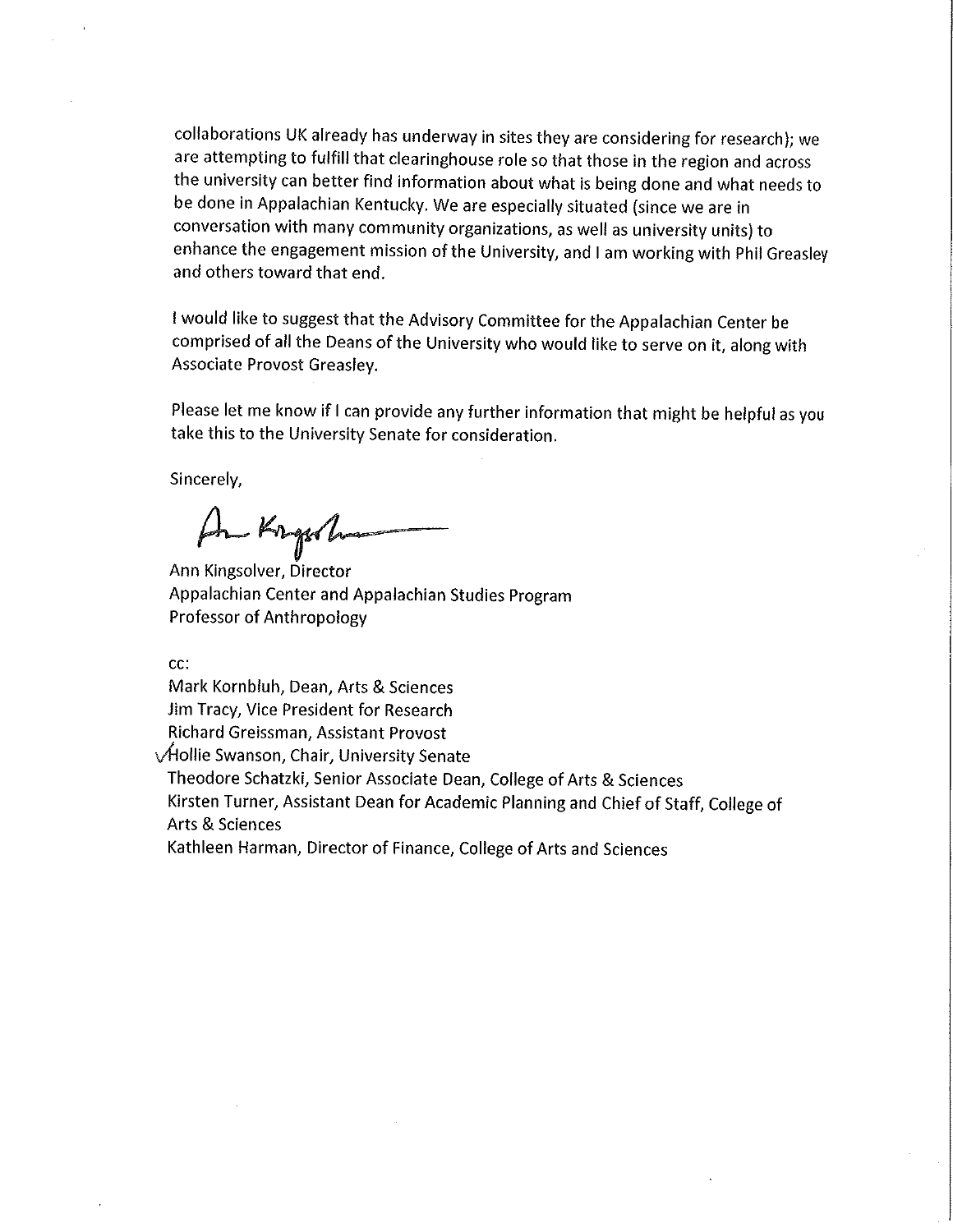collaborations UK already has underway in sites they are considering for research); we are attempting to fulfill that clearinghouse role so that those in the region and across the university can better find information about what is being done and what needs to be done in Appalachian Kentucky. We are especially situated (since we are in conversation with many community organizations, as well as university units) to enhance the engagement mission of the University, and I am working with Phil Greasley and others toward that end.

I would like to suggest that the Advisory Committee for the Appalachian Center be comprised of all the Deans of the University who would like to serve on it, along with Associate Provost Greasley.

Please let me know if I can provide any further information that might be helpful as you take this to the University Senate for consideration.

Sincerely,

Ann Kingsolver, Director
Appalachian Center and Appalachian Studies Program
Professor of Anthropology

cc:
Mark Kornbluh, Dean, Arts & Sciences
Jim Tracy, Vice President for Research
Richard Greissman, Assistant Provost
✓Hollie Swanson, Chair, University Senate
Theodore Schatzki, Senior Associate Dean, College of Arts & Sciences
Kirsten Turner, Assistant Dean for Academic Planning and Chief of Staff, College of Arts & Sciences
Kathleen Harman, Director of Finance, College of Arts and Sciences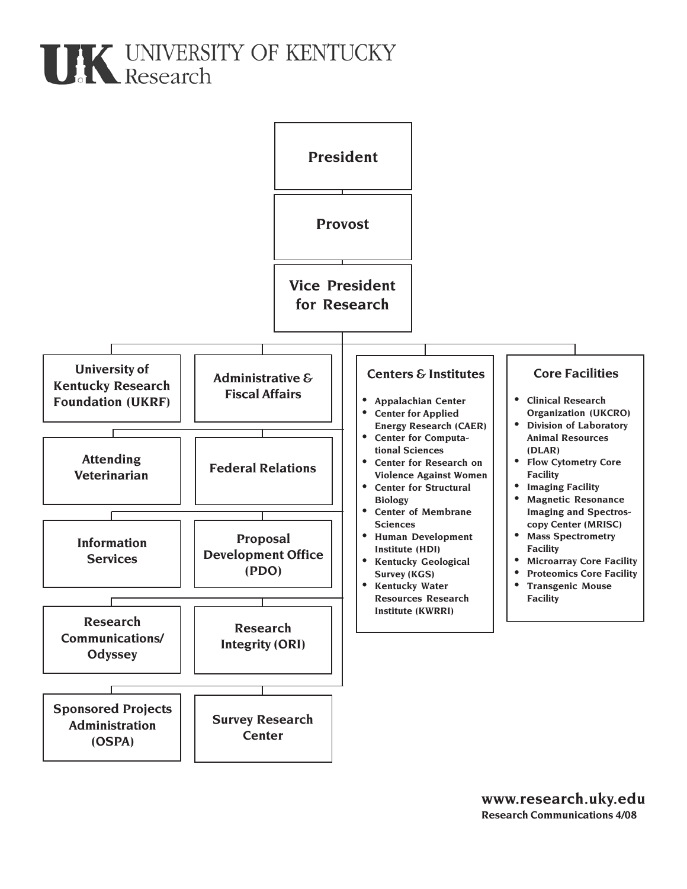# UK UNIVERSITY OF KENTUCKY Research

**President**

**Provost**

**Vice President for Research**

- **University of Kentucky Research Foundation (UKRF)**
- **Administrative & Fiscal Affairs**
- **Attending Veterinarian**
- **Federal Relations**
- **Information Services**
- **Proposal Development Office (PDO)**
- **Research Communications/ Odyssey**
- **Research Integrity (ORI)**
- **Sponsored Projects Administration (OSPA)**
- **Survey Research Center**

## Centers & Institutes

- Appalachian Center
- Center for Applied Energy Research (CAER)
- Center for Computational Sciences
- Center for Research on Violence Against Women
- Center for Structural Biology
- Center of Membrane Sciences
- Human Development Institute (HDI)
- Kentucky Geological Survey (KGS)
- Kentucky Water Resources Research Institute (KWRRI)

## Core Facilities

- Clinical Research Organization (UKCRO)
- Division of Laboratory Animal Resources (DLAR)
- Flow Cytometry Core Facility
- Imaging Facility
- Magnetic Resonance Imaging and Spectroscopy Center (MRISC)
- Mass Spectrometry Facility
- Microarray Core Facility
- Proteomics Core Facility
- Transgenic Mouse Facility

**www.research.uky.edu**
**Research Communications 4/08**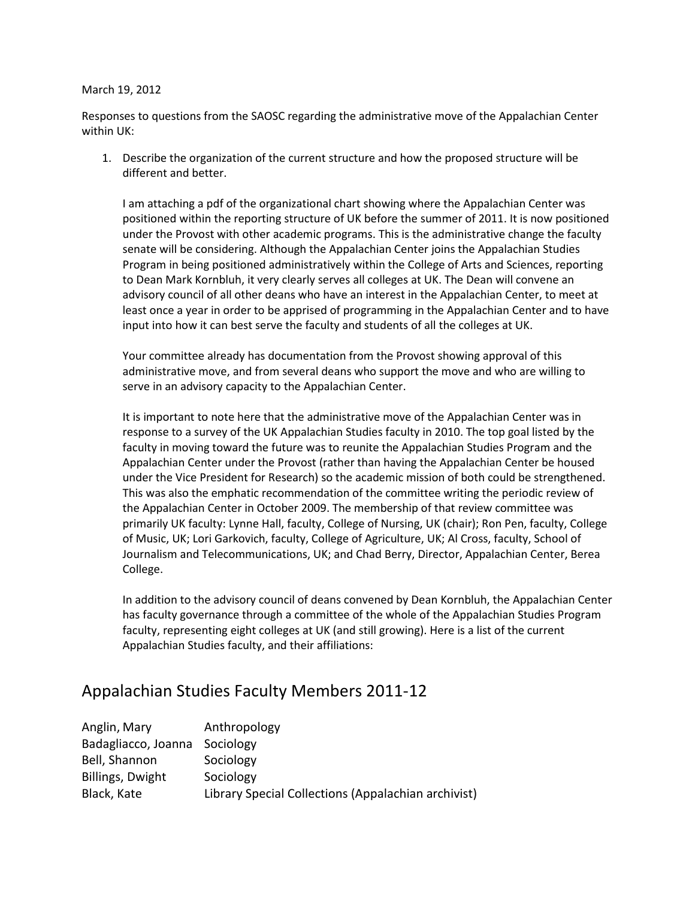March 19, 2012

Responses to questions from the SAOSC regarding the administrative move of the Appalachian Center within UK:

1. Describe the organization of the current structure and how the proposed structure will be different and better.

   I am attaching a pdf of the organizational chart showing where the Appalachian Center was positioned within the reporting structure of UK before the summer of 2011. It is now positioned under the Provost with other academic programs. This is the administrative change the faculty senate will be considering. Although the Appalachian Center joins the Appalachian Studies Program in being positioned administratively within the College of Arts and Sciences, reporting to Dean Mark Kornbluh, it very clearly serves all colleges at UK. The Dean will convene an advisory council of all other deans who have an interest in the Appalachian Center, to meet at least once a year in order to be apprised of programming in the Appalachian Center and to have input into how it can best serve the faculty and students of all the colleges at UK.

   Your committee already has documentation from the Provost showing approval of this administrative move, and from several deans who support the move and who are willing to serve in an advisory capacity to the Appalachian Center.

   It is important to note here that the administrative move of the Appalachian Center was in response to a survey of the UK Appalachian Studies faculty in 2010. The top goal listed by the faculty in moving toward the future was to reunite the Appalachian Studies Program and the Appalachian Center under the Provost (rather than having the Appalachian Center be housed under the Vice President for Research) so the academic mission of both could be strengthened. This was also the emphatic recommendation of the committee writing the periodic review of the Appalachian Center in October 2009. The membership of that review committee was primarily UK faculty: Lynne Hall, faculty, College of Nursing, UK (chair); Ron Pen, faculty, College of Music, UK; Lori Garkovich, faculty, College of Agriculture, UK; Al Cross, faculty, School of Journalism and Telecommunications, UK; and Chad Berry, Director, Appalachian Center, Berea College.

   In addition to the advisory council of deans convened by Dean Kornbluh, the Appalachian Center has faculty governance through a committee of the whole of the Appalachian Studies Program faculty, representing eight colleges at UK (and still growing). Here is a list of the current Appalachian Studies faculty, and their affiliations:

## Appalachian Studies Faculty Members 2011-12

| | |
|---|---|
| Anglin, Mary | Anthropology |
| Badagliacco, Joanna | Sociology |
| Bell, Shannon | Sociology |
| Billings, Dwight | Sociology |
| Black, Kate | Library Special Collections (Appalachian archivist) |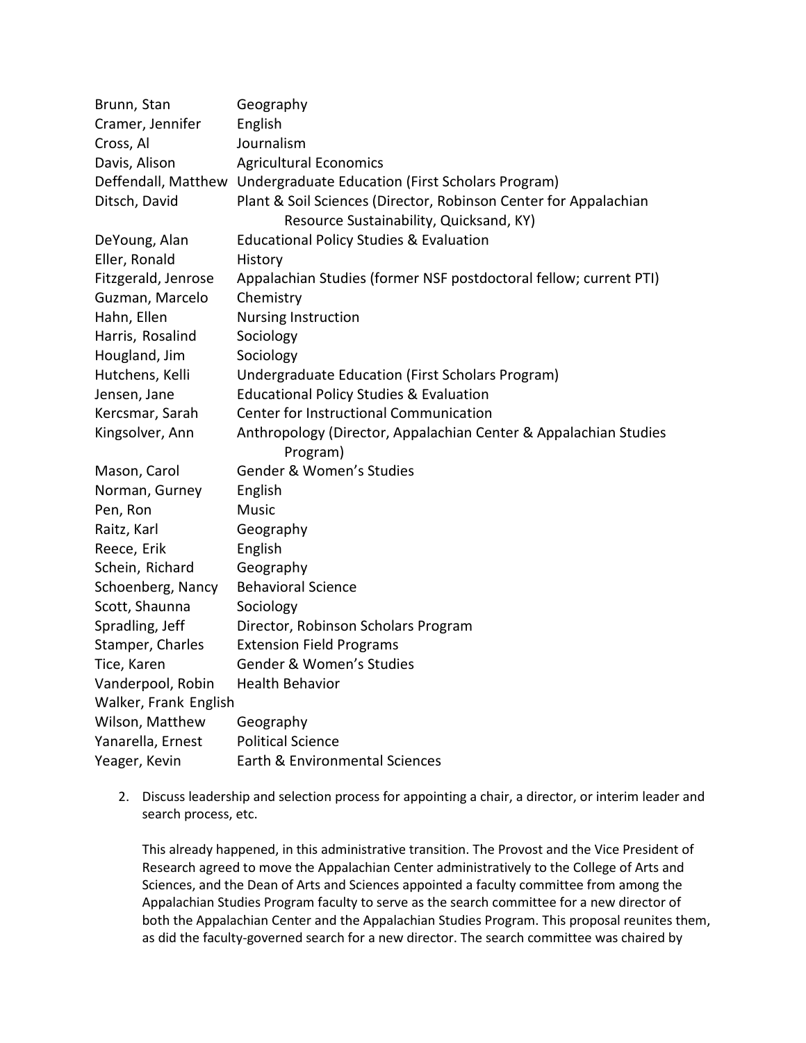| | |
|---|---|
| Brunn, Stan | Geography |
| Cramer, Jennifer | English |
| Cross, Al | Journalism |
| Davis, Alison | Agricultural Economics |
| Deffendall, Matthew | Undergraduate Education (First Scholars Program) |
| Ditsch, David | Plant & Soil Sciences (Director, Robinson Center for Appalachian Resource Sustainability, Quicksand, KY) |
| DeYoung, Alan | Educational Policy Studies & Evaluation |
| Eller, Ronald | History |
| Fitzgerald, Jenrose | Appalachian Studies (former NSF postdoctoral fellow; current PTI) |
| Guzman, Marcelo | Chemistry |
| Hahn, Ellen | Nursing Instruction |
| Harris, Rosalind | Sociology |
| Hougland, Jim | Sociology |
| Hutchens, Kelli | Undergraduate Education (First Scholars Program) |
| Jensen, Jane | Educational Policy Studies & Evaluation |
| Kercsmar, Sarah | Center for Instructional Communication |
| Kingsolver, Ann | Anthropology (Director, Appalachian Center & Appalachian Studies Program) |
| Mason, Carol | Gender & Women's Studies |
| Norman, Gurney | English |
| Pen, Ron | Music |
| Raitz, Karl | Geography |
| Reece, Erik | English |
| Schein, Richard | Geography |
| Schoenberg, Nancy | Behavioral Science |
| Scott, Shaunna | Sociology |
| Spradling, Jeff | Director, Robinson Scholars Program |
| Stamper, Charles | Extension Field Programs |
| Tice, Karen | Gender & Women's Studies |
| Vanderpool, Robin | Health Behavior |
| Walker, Frank | English |
| Wilson, Matthew | Geography |
| Yanarella, Ernest | Political Science |
| Yeager, Kevin | Earth & Environmental Sciences |

2. Discuss leadership and selection process for appointing a chair, a director, or interim leader and search process, etc.

   This already happened, in this administrative transition. The Provost and the Vice President of Research agreed to move the Appalachian Center administratively to the College of Arts and Sciences, and the Dean of Arts and Sciences appointed a faculty committee from among the Appalachian Studies Program faculty to serve as the search committee for a new director of both the Appalachian Center and the Appalachian Studies Program. This proposal reunites them, as did the faculty-governed search for a new director. The search committee was chaired by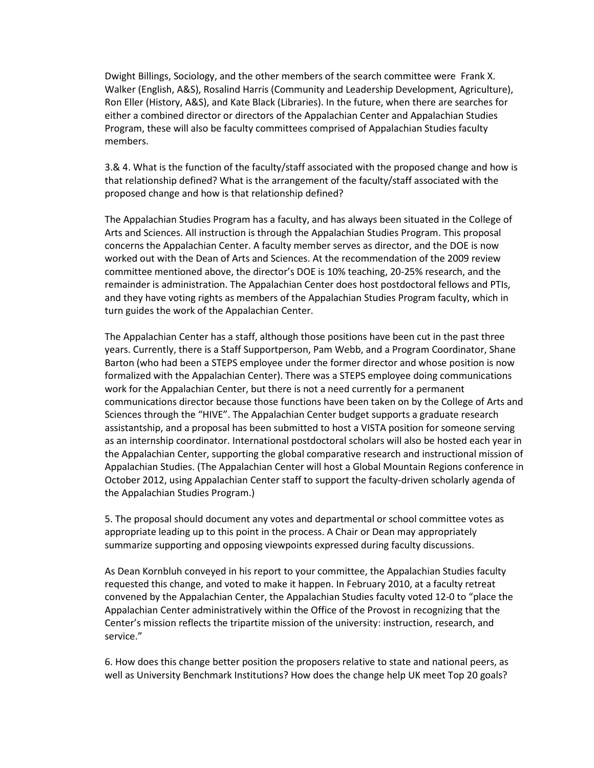Dwight Billings, Sociology, and the other members of the search committee were Frank X. Walker (English, A&S), Rosalind Harris (Community and Leadership Development, Agriculture), Ron Eller (History, A&S), and Kate Black (Libraries). In the future, when there are searches for either a combined director or directors of the Appalachian Center and Appalachian Studies Program, these will also be faculty committees comprised of Appalachian Studies faculty members.

3.& 4. What is the function of the faculty/staff associated with the proposed change and how is that relationship defined? What is the arrangement of the faculty/staff associated with the proposed change and how is that relationship defined?

The Appalachian Studies Program has a faculty, and has always been situated in the College of Arts and Sciences. All instruction is through the Appalachian Studies Program. This proposal concerns the Appalachian Center. A faculty member serves as director, and the DOE is now worked out with the Dean of Arts and Sciences. At the recommendation of the 2009 review committee mentioned above, the director's DOE is 10% teaching, 20-25% research, and the remainder is administration. The Appalachian Center does host postdoctoral fellows and PTIs, and they have voting rights as members of the Appalachian Studies Program faculty, which in turn guides the work of the Appalachian Center.

The Appalachian Center has a staff, although those positions have been cut in the past three years. Currently, there is a Staff Supportperson, Pam Webb, and a Program Coordinator, Shane Barton (who had been a STEPS employee under the former director and whose position is now formalized with the Appalachian Center). There was a STEPS employee doing communications work for the Appalachian Center, but there is not a need currently for a permanent communications director because those functions have been taken on by the College of Arts and Sciences through the "HIVE". The Appalachian Center budget supports a graduate research assistantship, and a proposal has been submitted to host a VISTA position for someone serving as an internship coordinator. International postdoctoral scholars will also be hosted each year in the Appalachian Center, supporting the global comparative research and instructional mission of Appalachian Studies. (The Appalachian Center will host a Global Mountain Regions conference in October 2012, using Appalachian Center staff to support the faculty-driven scholarly agenda of the Appalachian Studies Program.)

5. The proposal should document any votes and departmental or school committee votes as appropriate leading up to this point in the process. A Chair or Dean may appropriately summarize supporting and opposing viewpoints expressed during faculty discussions.

As Dean Kornbluh conveyed in his report to your committee, the Appalachian Studies faculty requested this change, and voted to make it happen. In February 2010, at a faculty retreat convened by the Appalachian Center, the Appalachian Studies faculty voted 12-0 to "place the Appalachian Center administratively within the Office of the Provost in recognizing that the Center's mission reflects the tripartite mission of the university: instruction, research, and service."

6. How does this change better position the proposers relative to state and national peers, as well as University Benchmark Institutions? How does the change help UK meet Top 20 goals?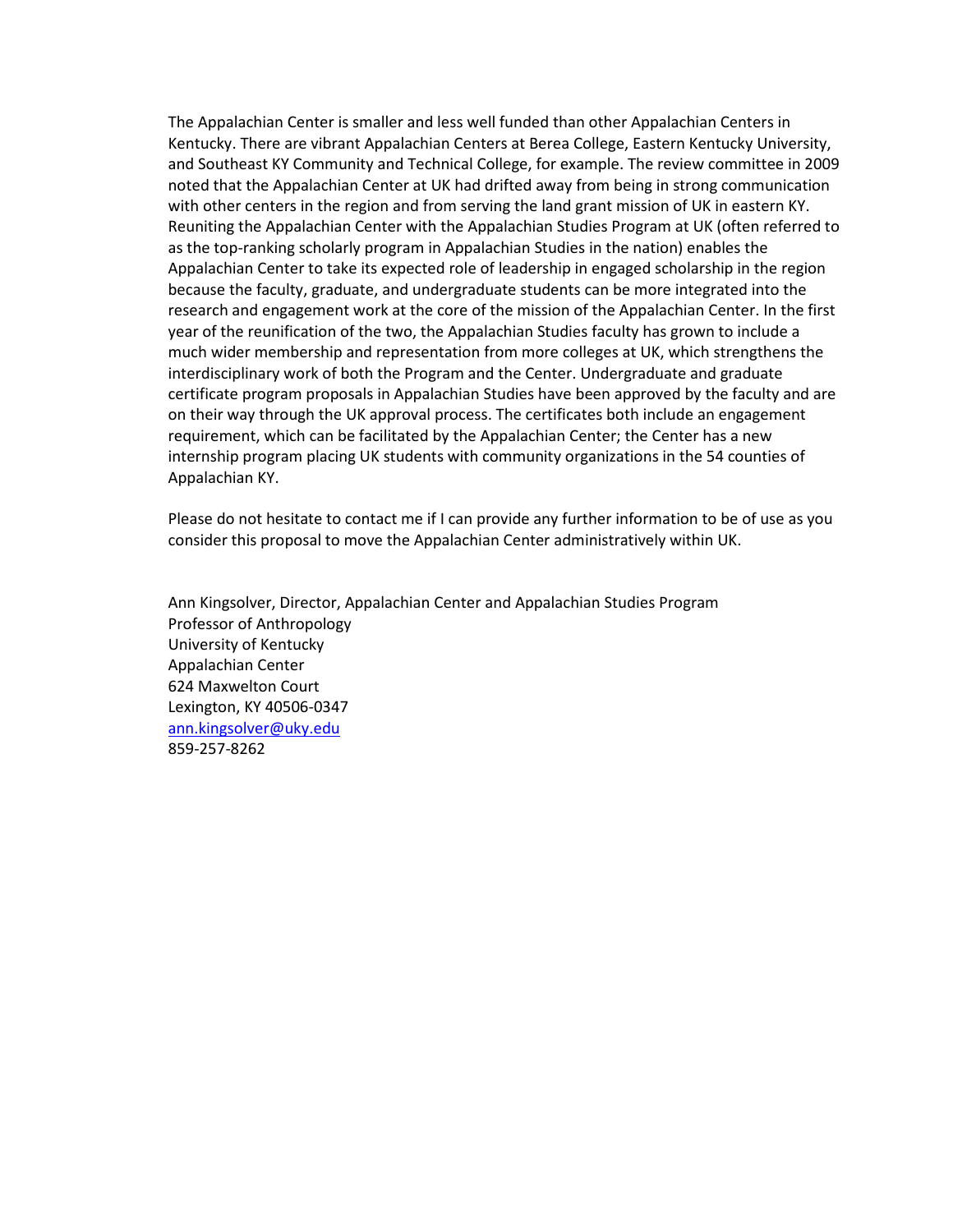The Appalachian Center is smaller and less well funded than other Appalachian Centers in Kentucky. There are vibrant Appalachian Centers at Berea College, Eastern Kentucky University, and Southeast KY Community and Technical College, for example. The review committee in 2009 noted that the Appalachian Center at UK had drifted away from being in strong communication with other centers in the region and from serving the land grant mission of UK in eastern KY. Reuniting the Appalachian Center with the Appalachian Studies Program at UK (often referred to as the top-ranking scholarly program in Appalachian Studies in the nation) enables the Appalachian Center to take its expected role of leadership in engaged scholarship in the region because the faculty, graduate, and undergraduate students can be more integrated into the research and engagement work at the core of the mission of the Appalachian Center. In the first year of the reunification of the two, the Appalachian Studies faculty has grown to include a much wider membership and representation from more colleges at UK, which strengthens the interdisciplinary work of both the Program and the Center. Undergraduate and graduate certificate program proposals in Appalachian Studies have been approved by the faculty and are on their way through the UK approval process. The certificates both include an engagement requirement, which can be facilitated by the Appalachian Center; the Center has a new internship program placing UK students with community organizations in the 54 counties of Appalachian KY.

Please do not hesitate to contact me if I can provide any further information to be of use as you consider this proposal to move the Appalachian Center administratively within UK.

Ann Kingsolver, Director, Appalachian Center and Appalachian Studies Program
Professor of Anthropology
University of Kentucky
Appalachian Center
624 Maxwelton Court
Lexington, KY 40506-0347
ann.kingsolver@uky.edu
859-257-8262